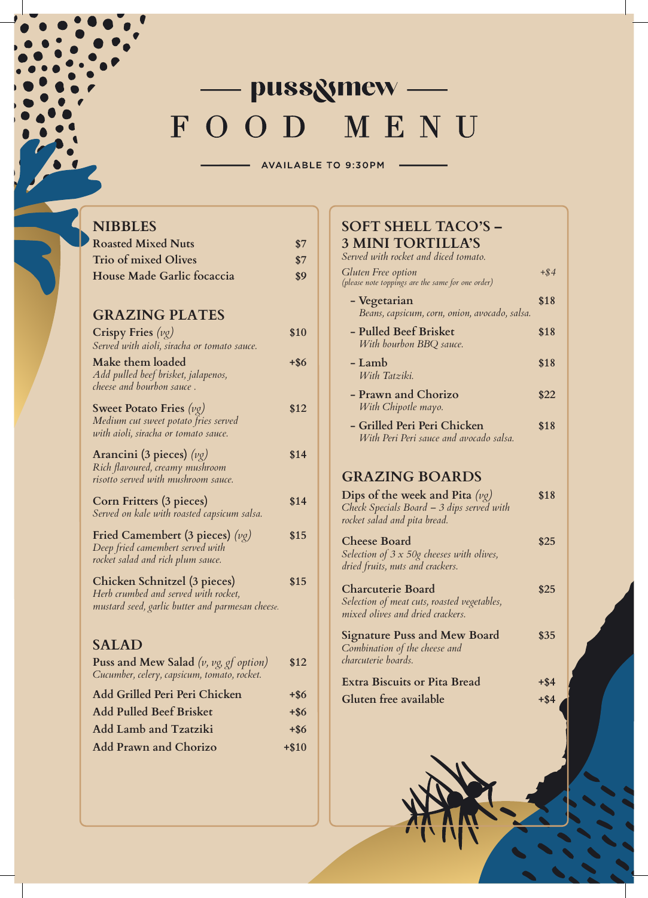# puss&mew

# FOOD MENU

AVAILABLE TO 9:30PM

## NIBBLES

**Roasted Mixed Nuts** — $7

**Trio of mixed Olives** — $7

**House Made Garlic focaccia** — $9

## GRAZING PLATES

**Crispy Fries** *(vg)* — $10
*Served with aioli, siracha or tomato sauce.*

**Make them loaded** — +$6
*Add pulled beef brisket, jalapenos, cheese and bourbon sauce .*

**Sweet Potato Fries** *(vg)* — $12
*Medium cut sweet potato fries served with aioli, siracha or tomato sauce.*

**Arancini (3 pieces)** *(vg)* — $14
*Rich flavoured, creamy mushroom risotto served with mushroom sauce.*

**Corn Fritters (3 pieces)** — $14
*Served on kale with roasted capsicum salsa.*

**Fried Camembert (3 pieces)** *(vg)* — $15
*Deep fried camembert served with rocket salad and rich plum sauce.*

**Chicken Schnitzel (3 pieces)** — $15
*Herb crumbed and served with rocket, mustard seed, garlic butter and parmesan cheese.*

## SALAD

**Puss and Mew Salad** *(v, vg, gf option)* — $12
*Cucumber, celery, capsicum, tomato, rocket.*

**Add Grilled Peri Peri Chicken** — +$6

**Add Pulled Beef Brisket** — +$6

**Add Lamb and Tzatziki** — +$6

**Add Prawn and Chorizo** — +$10

## SOFT SHELL TACO'S – 3 MINI TORTILLA'S

*Served with rocket and diced tomato.*

*Gluten Free option* — *+$4*
*(please note toppings are the same for one order)*

- **Vegetarian** — $18
  *Beans, capsicum, corn, onion, avocado, salsa.*
- **Pulled Beef Brisket** — $18
  *With bourbon BBQ sauce.*
- **Lamb** — $18
  *With Tatziki.*
- **Prawn and Chorizo** — $22
  *With Chipotle mayo.*
- **Grilled Peri Peri Chicken** — $18
  *With Peri Peri sauce and avocado salsa.*

## GRAZING BOARDS

**Dips of the week and Pita** *(vg)* — $18
*Check Specials Board – 3 dips served with rocket salad and pita bread.*

**Cheese Board** — $25
*Selection of 3 x 50g cheeses with olives, dried fruits, nuts and crackers.*

**Charcuterie Board** — $25
*Selection of meat cuts, roasted vegetables, mixed olives and dried crackers.*

**Signature Puss and Mew Board** — $35
*Combination of the cheese and charcuterie boards.*

**Extra Biscuits or Pita Bread** — +$4

**Gluten free available** — +$4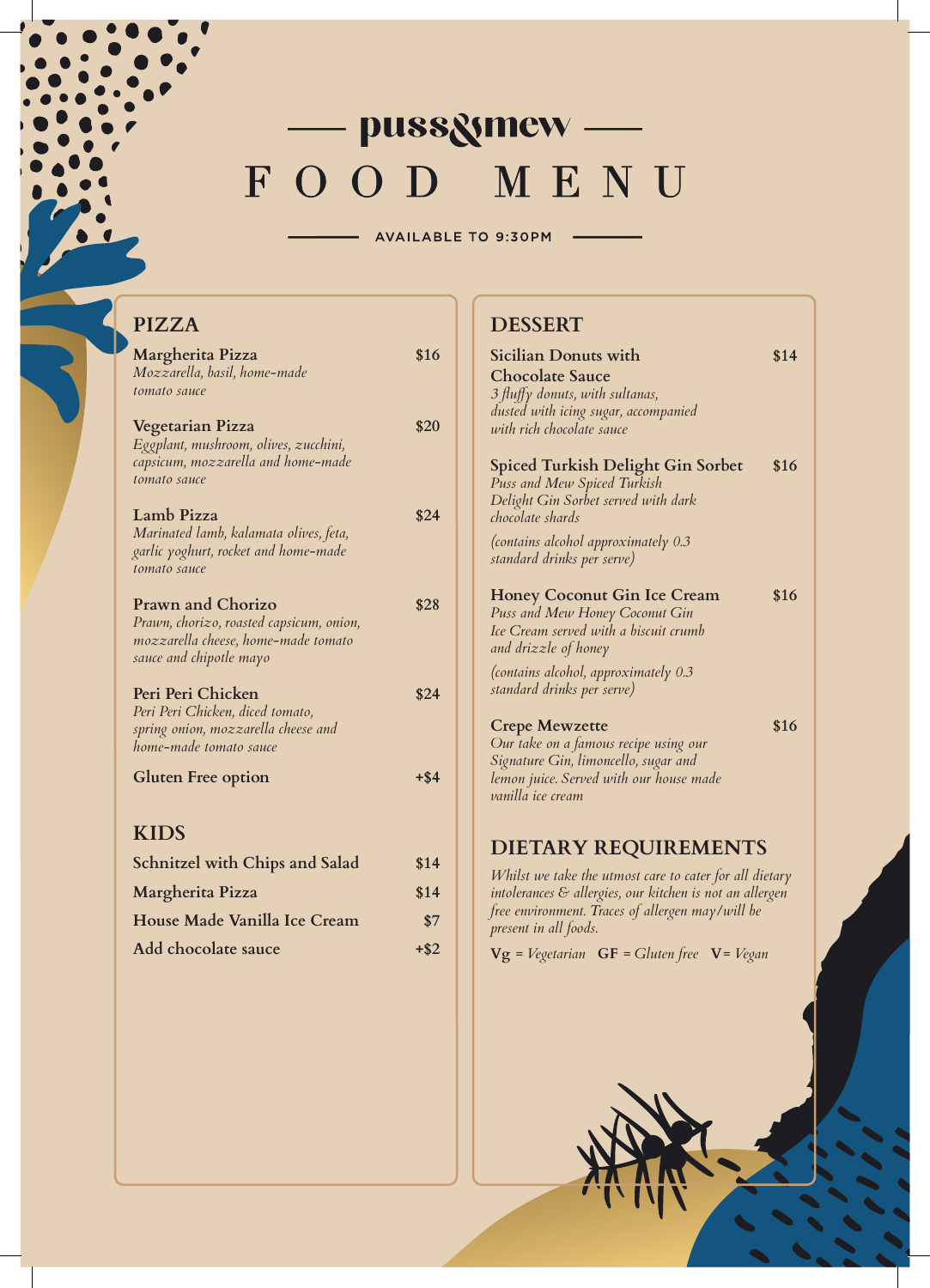# puss&mew

# FOOD MENU

AVAILABLE TO 9:30PM

## PIZZA

**Margherita Pizza** $16
*Mozzarella, basil, home-made tomato sauce*

**Vegetarian Pizza** $20
*Eggplant, mushroom, olives, zucchini, capsicum, mozzarella and home-made tomato sauce*

**Lamb Pizza** $24
*Marinated lamb, kalamata olives, feta, garlic yoghurt, rocket and home-made tomato sauce*

**Prawn and Chorizo** $28
*Prawn, chorizo, roasted capsicum, onion, mozzarella cheese, home-made tomato sauce and chipotle mayo*

**Peri Peri Chicken** $24
*Peri Peri Chicken, diced tomato, spring onion, mozzarella cheese and home-made tomato sauce*

**Gluten Free option** +$4

## KIDS

| | |
|---|---|
| **Schnitzel with Chips and Salad** | $14 |
| **Margherita Pizza** | $14 |
| **House Made Vanilla Ice Cream** | $7 |
| **Add chocolate sauce** | +$2 |

## DESSERT

**Sicilian Donuts with Chocolate Sauce** $14
*3 fluffy donuts, with sultanas, dusted with icing sugar, accompanied with rich chocolate sauce*

**Spiced Turkish Delight Gin Sorbet** $16
*Puss and Mew Spiced Turkish Delight Gin Sorbet served with dark chocolate shards*

*(contains alcohol approximately 0.3 standard drinks per serve)*

**Honey Coconut Gin Ice Cream** $16
*Puss and Mew Honey Coconut Gin Ice Cream served with a biscuit crumb and drizzle of honey*

*(contains alcohol, approximately 0.3 standard drinks per serve)*

**Crepe Mewzette** $16
*Our take on a famous recipe using our Signature Gin, limoncello, sugar and lemon juice. Served with our house made vanilla ice cream*

## DIETARY REQUIREMENTS

*Whilst we take the utmost care to cater for all dietary intolerances & allergies, our kitchen is not an allergen free environment. Traces of allergen may/will be present in all foods.*

**Vg** = *Vegetarian* **GF** = *Gluten free* **V** = *Vegan*